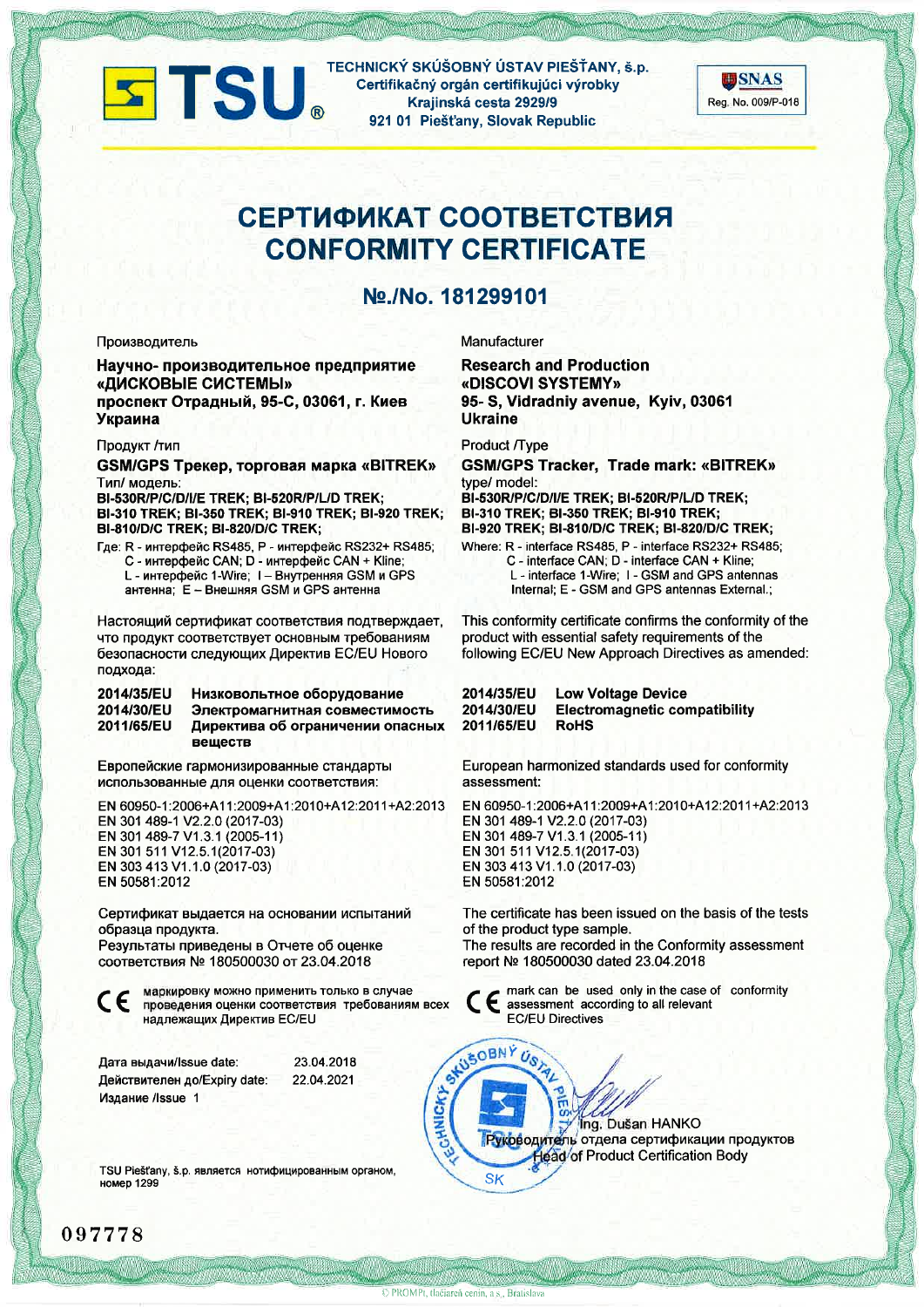**TSU**

**TECHNICKÝ SKÚŠOBNÝ ÚSTAV PIEŠŤANY, š.p.**
**Certifikačný orgán certifikujúci výrobky**
**Krajinská cesta 2929/9**
**921 01 Piešťany, Slovak Republic**

SNAS
Reg. No. 009/P-018

# СЕРТИФИКАТ СООТВЕТСТВИЯ
# CONFORMITY CERTIFICATE

## №./No. 181299101

Производитель

**Научно- производительное предприятие «ДИСКОВЫЕ СИСТЕМЫ»**
**проспект Отрадный, 95-С, 03061, г. Киев**
**Украина**

Продукт /тип

**GSM/GPS Трекер, торговая марка «BITREK»**
Тип/ модель:
**BI-530R/P/C/D/I/E TREK; BI-520R/P/L/D TREK; BI-310 TREK; BI-350 TREK; BI-910 TREK; BI-920 TREK; BI-810/D/C TREK; BI-820/D/C TREK;**

Где: R - интерфейс RS485, P - интерфейс RS232+ RS485; C - интерфейс CAN; D - интерфейс CAN + Kline; L - интерфейс 1-Wire; I – Внутренняя GSM и GPS антенна; E – Внешняя GSM и GPS антенна

Настоящий сертификат соответствия подтверждает, что продукт соответствует основным требованиям безопасности следующих Директив ЕС/EU Нового подхода:

**2014/35/EU** **Низковольтное оборудование**
**2014/30/EU** **Электромагнитная совместимость**
**2011/65/EU** **Директива об ограничении опасных веществ**

Европейские гармонизированные стандарты использованные для оценки соответствия:

EN 60950-1:2006+A11:2009+A1:2010+A12:2011+A2:2013
EN 301 489-1 V2.2.0 (2017-03)
EN 301 489-7 V1.3.1 (2005-11)
EN 301 511 V12.5.1(2017-03)
EN 303 413 V1.1.0 (2017-03)
EN 50581:2012

Сертификат выдается на основании испытаний образца продукта.
Результаты приведены в Отчете об оценке соответствия № 180500030 от 23.04.2018

CE маркировку можно применить только в случае проведения оценки соответствия требованиям всех надлежащих Директив ЕС/EU

Manufacturer

**Research and Production «DISCOVI SYSTEMY»**
**95- S, Vidradniy avenue, Kyiv, 03061**
**Ukraine**

Product /Type

**GSM/GPS Tracker, Trade mark: «BITREK»**
type/ model:
**BI-530R/P/C/D/I/E TREK; BI-520R/P/L/D TREK; BI-310 TREK; BI-350 TREK; BI-910 TREK; BI-920 TREK; BI-810/D/C TREK; BI-820/D/C TREK;**

Where: R - interface RS485, P - interface RS232+ RS485; C - interface CAN; D - interface CAN + Kline; L - interface 1-Wire; I - GSM and GPS antennas Internal; E - GSM and GPS antennas External.;

This conformity certificate confirms the conformity of the product with essential safety requirements of the following EC/EU New Approach Directives as amended:

**2014/35/EU** **Low Voltage Device**
**2014/30/EU** **Electromagnetic compatibility**
**2011/65/EU** **RoHS**

European harmonized standards used for conformity assessment:

EN 60950-1:2006+A11:2009+A1:2010+A12:2011+A2:2013
EN 301 489-1 V2.2.0 (2017-03)
EN 301 489-7 V1.3.1 (2005-11)
EN 301 511 V12.5.1(2017-03)
EN 303 413 V1.1.0 (2017-03)
EN 50581:2012

The certificate has been issued on the basis of the tests of the product type sample.
The results are recorded in the Conformity assessment report № 180500030 dated 23.04.2018

CE mark can be used only in the case of conformity assessment according to all relevant EC/EU Directives

Дата выдачи/Issue date: 23.04.2018
Действителен до/Expiry date: 22.04.2021
Издание /Issue 1

Ing. Dušan HANKO
Руководитель отдела сертификации продуктов
Head of Product Certification Body

TSU Piešťany, š.p. является нотифицированным органом, номер 1299

097778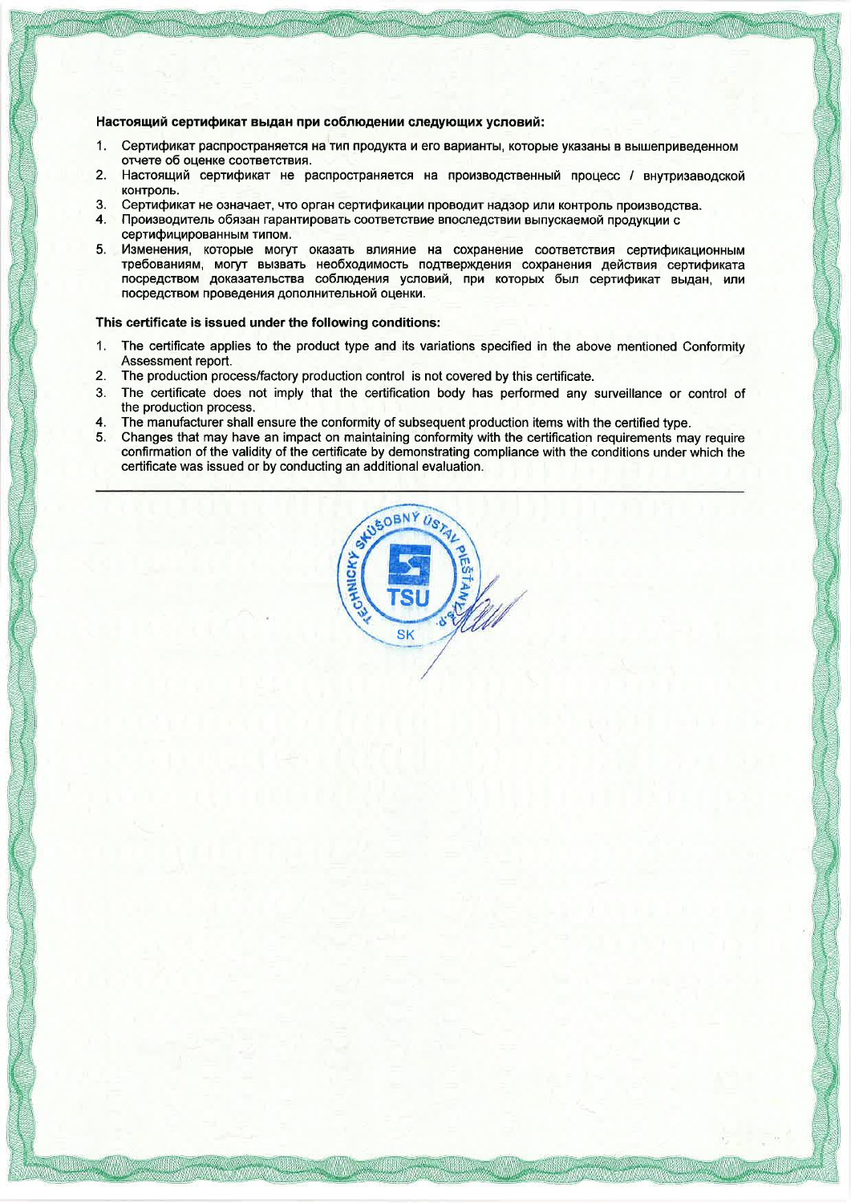**Настоящий сертификат выдан при соблюдении следующих условий:**

1. Сертификат распространяется на тип продукта и его варианты, которые указаны в вышеприведенном отчете об оценке соответствия.
2. Настоящий сертификат не распространяется на производственный процесс / внутризаводской контроль.
3. Сертификат не означает, что орган сертификации проводит надзор или контроль производства.
4. Производитель обязан гарантировать соответствие впоследствии выпускаемой продукции с сертифицированным типом.
5. Изменения, которые могут оказать влияние на сохранение соответствия сертификационным требованиям, могут вызвать необходимость подтверждения сохранения действия сертификата посредством доказательства соблюдения условий, при которых был сертификат выдан, или посредством проведения дополнительной оценки.

**This certificate is issued under the following conditions:**

1. The certificate applies to the product type and its variations specified in the above mentioned Conformity Assessment report.
2. The production process/factory production control is not covered by this certificate.
3. The certificate does not imply that the certification body has performed any surveillance or control of the production process.
4. The manufacturer shall ensure the conformity of subsequent production items with the certified type.
5. Changes that may have an impact on maintaining conformity with the certification requirements may require confirmation of the validity of the certificate by demonstrating compliance with the conditions under which the certificate was issued or by conducting an additional evaluation.

---

TECHNICKÝ SKÚŠOBNÝ ÚSTAV PIEŠŤANY, š.p.
TSU
SK